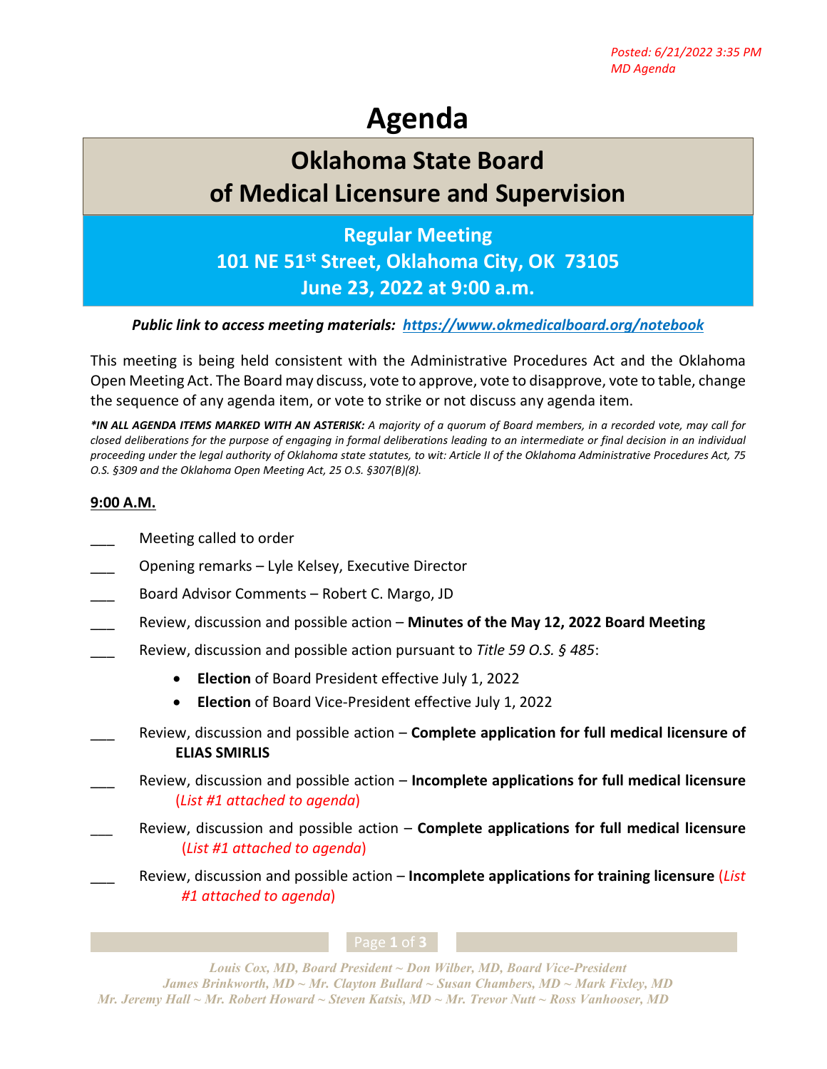*Posted: 6/21/2022 3:35 PM*
*MD Agenda*

# Agenda

## Oklahoma State Board of Medical Licensure and Supervision

### Regular Meeting
### 101 NE 51st Street, Oklahoma City, OK 73105
### June 23, 2022 at 9:00 a.m.

***Public link to access meeting materials: [https://www.okmedicalboard.org/notebook](https://www.okmedicalboard.org/notebook)***

This meeting is being held consistent with the Administrative Procedures Act and the Oklahoma Open Meeting Act. The Board may discuss, vote to approve, vote to disapprove, vote to table, change the sequence of any agenda item, or vote to strike or not discuss any agenda item.

****IN ALL AGENDA ITEMS MARKED WITH AN ASTERISK:** A majority of a quorum of Board members, in a recorded vote, may call for closed deliberations for the purpose of engaging in formal deliberations leading to an intermediate or final decision in an individual proceeding under the legal authority of Oklahoma state statutes, to wit: Article II of the Oklahoma Administrative Procedures Act, 75 O.S. §309 and the Oklahoma Open Meeting Act, 25 O.S. §307(B)(8).*

**9:00 A.M.**

___ Meeting called to order

___ Opening remarks – Lyle Kelsey, Executive Director

___ Board Advisor Comments – Robert C. Margo, JD

___ Review, discussion and possible action – **Minutes of the May 12, 2022 Board Meeting**

___ Review, discussion and possible action pursuant to *Title 59 O.S. § 485*:

- **Election** of Board President effective July 1, 2022
- **Election** of Board Vice-President effective July 1, 2022

___ Review, discussion and possible action – **Complete application for full medical licensure of ELIAS SMIRLIS**

___ Review, discussion and possible action – **Incomplete applications for full medical licensure** (*List #1 attached to agenda*)

___ Review, discussion and possible action – **Complete applications for full medical licensure** (*List #1 attached to agenda*)

___ Review, discussion and possible action – **Incomplete applications for training licensure** (*List #1 attached to agenda*)

*Louis Cox, MD, Board President ~ Don Wilber, MD, Board Vice-President*
*James Brinkworth, MD ~ Mr. Clayton Bullard ~ Susan Chambers, MD ~ Mark Fixley, MD*
*Mr. Jeremy Hall ~ Mr. Robert Howard ~ Steven Katsis, MD ~ Mr. Trevor Nutt ~ Ross Vanhooser, MD*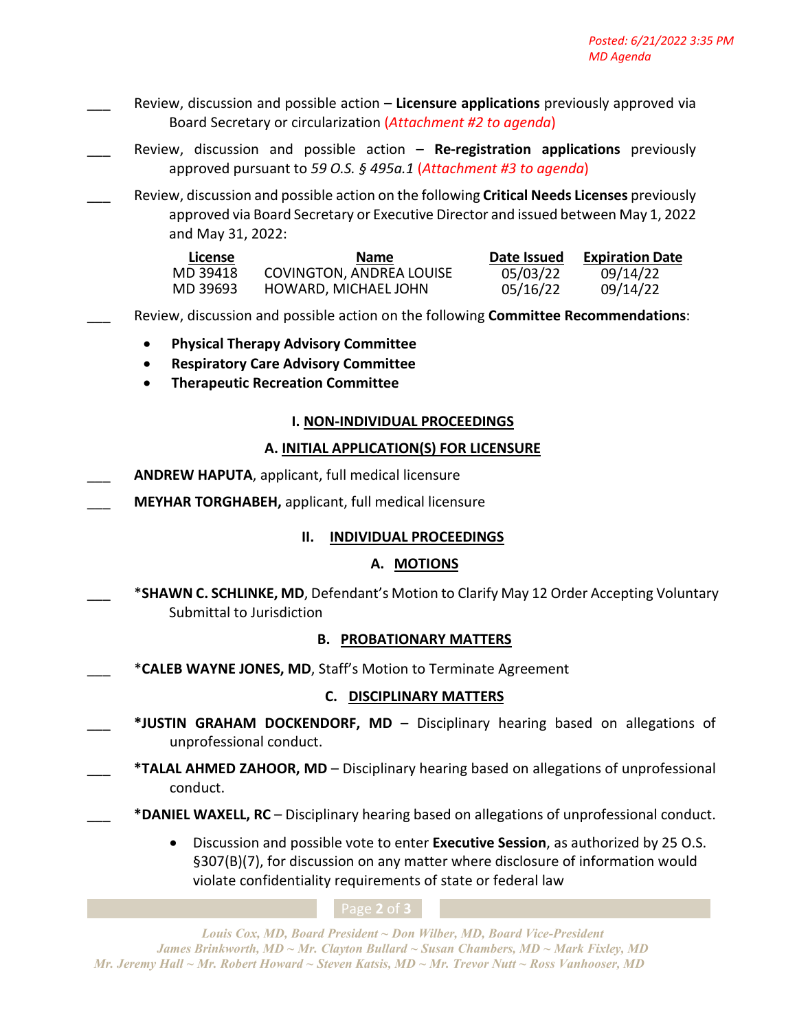*Posted: 6/21/2022 3:35 PM*
*MD Agenda*

___ Review, discussion and possible action – **Licensure applications** previously approved via Board Secretary or circularization (*Attachment #2 to agenda*)

___ Review, discussion and possible action – **Re-registration applications** previously approved pursuant to *59 O.S. § 495a.1* (*Attachment #3 to agenda*)

___ Review, discussion and possible action on the following **Critical Needs Licenses** previously approved via Board Secretary or Executive Director and issued between May 1, 2022 and May 31, 2022:

| License | Name | Date Issued | Expiration Date |
|---|---|---|---|
| MD 39418 | COVINGTON, ANDREA LOUISE | 05/03/22 | 09/14/22 |
| MD 39693 | HOWARD, MICHAEL JOHN | 05/16/22 | 09/14/22 |

___ Review, discussion and possible action on the following **Committee Recommendations**:

- **Physical Therapy Advisory Committee**
- **Respiratory Care Advisory Committee**
- **Therapeutic Recreation Committee**

## I. NON-INDIVIDUAL PROCEEDINGS

### A. INITIAL APPLICATION(S) FOR LICENSURE

___ **ANDREW HAPUTA**, applicant, full medical licensure

___ **MEYHAR TORGHABEH,** applicant, full medical licensure

## II. INDIVIDUAL PROCEEDINGS

### A. MOTIONS

___ *__SHAWN C. SCHLINKE, MD__, Defendant's Motion to Clarify May 12 Order Accepting Voluntary Submittal to Jurisdiction

### B. PROBATIONARY MATTERS

___ *__CALEB WAYNE JONES, MD__, Staff's Motion to Terminate Agreement

### C. DISCIPLINARY MATTERS

___ **\*JUSTIN GRAHAM DOCKENDORF, MD** – Disciplinary hearing based on allegations of unprofessional conduct.

___ **\*TALAL AHMED ZAHOOR, MD** – Disciplinary hearing based on allegations of unprofessional conduct.

___ **\*DANIEL WAXELL, RC** – Disciplinary hearing based on allegations of unprofessional conduct.

- Discussion and possible vote to enter **Executive Session**, as authorized by 25 O.S. §307(B)(7), for discussion on any matter where disclosure of information would violate confidentiality requirements of state or federal law

*Louis Cox, MD, Board President ~ Don Wilber, MD, Board Vice-President*
*James Brinkworth, MD ~ Mr. Clayton Bullard ~ Susan Chambers, MD ~ Mark Fixley, MD*
*Mr. Jeremy Hall ~ Mr. Robert Howard ~ Steven Katsis, MD ~ Mr. Trevor Nutt ~ Ross Vanhooser, MD*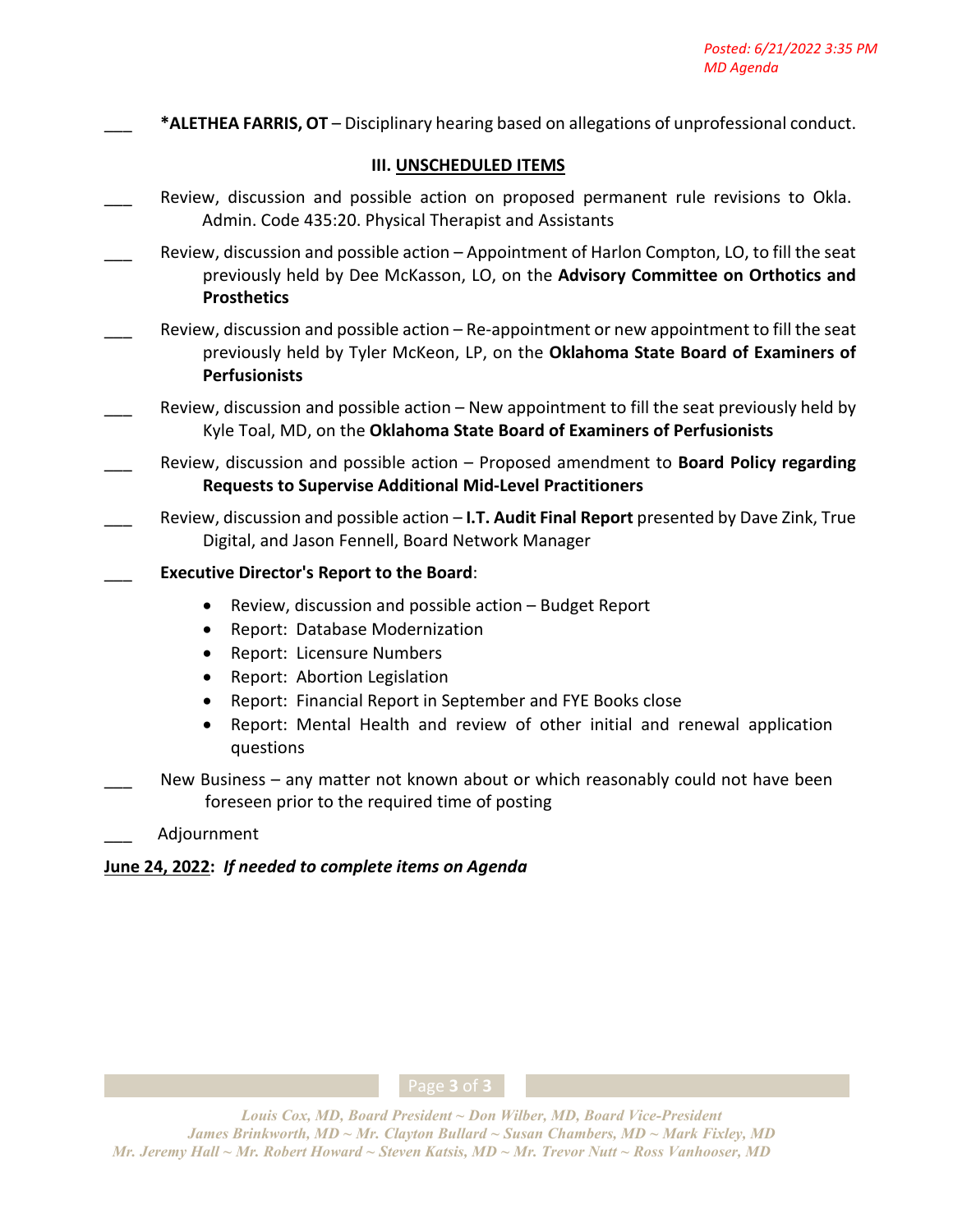*Posted: 6/21/2022 3:35 PM*
*MD Agenda*

___ **\*ALETHEA FARRIS, OT** – Disciplinary hearing based on allegations of unprofessional conduct.

### III. UNSCHEDULED ITEMS

___ Review, discussion and possible action on proposed permanent rule revisions to Okla. Admin. Code 435:20. Physical Therapist and Assistants

___ Review, discussion and possible action – Appointment of Harlon Compton, LO, to fill the seat previously held by Dee McKasson, LO, on the **Advisory Committee on Orthotics and Prosthetics**

___ Review, discussion and possible action – Re-appointment or new appointment to fill the seat previously held by Tyler McKeon, LP, on the **Oklahoma State Board of Examiners of Perfusionists**

___ Review, discussion and possible action – New appointment to fill the seat previously held by Kyle Toal, MD, on the **Oklahoma State Board of Examiners of Perfusionists**

___ Review, discussion and possible action – Proposed amendment to **Board Policy regarding Requests to Supervise Additional Mid-Level Practitioners**

___ Review, discussion and possible action – **I.T. Audit Final Report** presented by Dave Zink, True Digital, and Jason Fennell, Board Network Manager

___ **Executive Director's Report to the Board**:

- Review, discussion and possible action – Budget Report
- Report: Database Modernization
- Report: Licensure Numbers
- Report: Abortion Legislation
- Report: Financial Report in September and FYE Books close
- Report: Mental Health and review of other initial and renewal application questions

___ New Business – any matter not known about or which reasonably could not have been foreseen prior to the required time of posting

___ Adjournment

**June 24, 2022:** ***If needed to complete items on Agenda***

*Louis Cox, MD, Board President ~ Don Wilber, MD, Board Vice-President*
*James Brinkworth, MD ~ Mr. Clayton Bullard ~ Susan Chambers, MD ~ Mark Fixley, MD*
*Mr. Jeremy Hall ~ Mr. Robert Howard ~ Steven Katsis, MD ~ Mr. Trevor Nutt ~ Ross Vanhooser, MD*